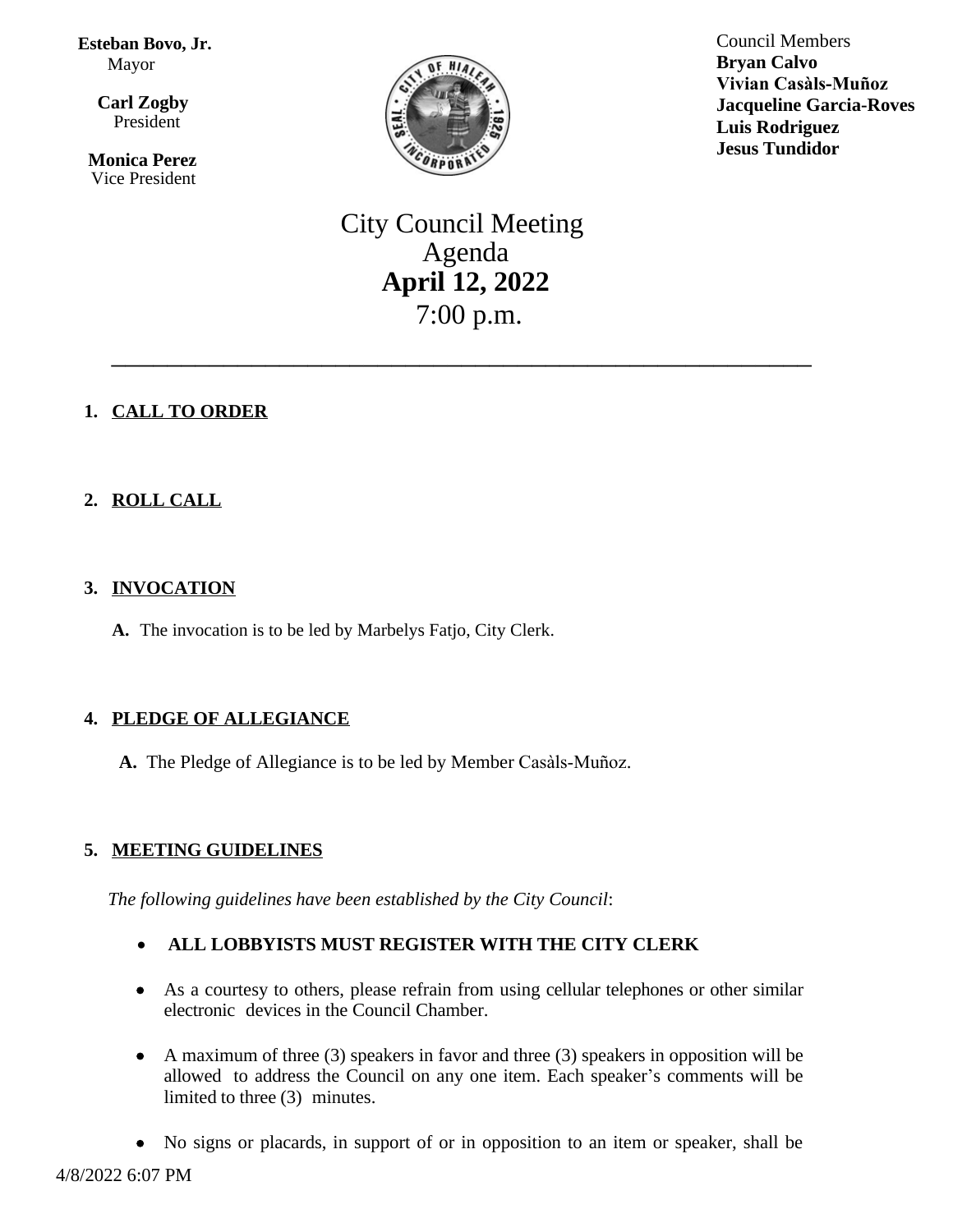**Esteban Bovo, Jr.**
Mayor

**Carl Zogby**
President

**Monica Perez**
Vice President

Council Members
**Bryan Calvo**
**Vivian Casàls-Muñoz**
**Jacqueline Garcia-Roves**
**Luis Rodriguez**
**Jesus Tundidor**

# City Council Meeting Agenda
## April 12, 2022
## 7:00 p.m.

---

1. **CALL TO ORDER**

2. **ROLL CALL**

3. **INVOCATION**

   **A.** The invocation is to be led by Marbelys Fatjo, City Clerk.

4. **PLEDGE OF ALLEGIANCE**

   **A.** The Pledge of Allegiance is to be led by Member Casàls-Muñoz.

5. **MEETING GUIDELINES**

   *The following guidelines have been established by the City Council*:

   - **ALL LOBBYISTS MUST REGISTER WITH THE CITY CLERK**
   - As a courtesy to others, please refrain from using cellular telephones or other similar electronic devices in the Council Chamber.
   - A maximum of three (3) speakers in favor and three (3) speakers in opposition will be allowed to address the Council on any one item. Each speaker's comments will be limited to three (3) minutes.
   - No signs or placards, in support of or in opposition to an item or speaker, shall be

4/8/2022 6:07 PM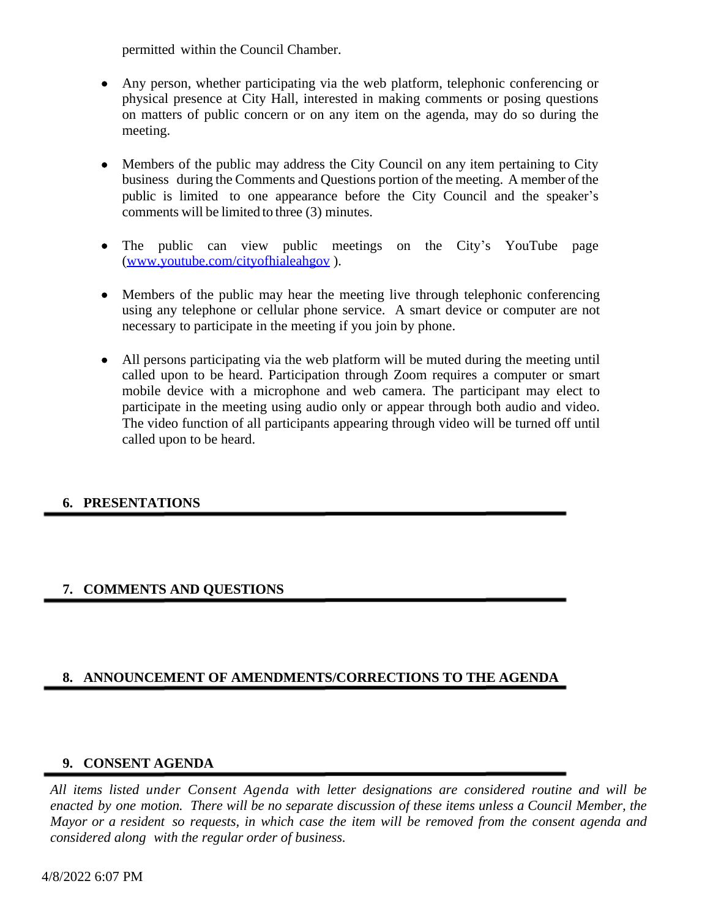permitted within the Council Chamber.

- Any person, whether participating via the web platform, telephonic conferencing or physical presence at City Hall, interested in making comments or posing questions on matters of public concern or on any item on the agenda, may do so during the meeting.

- Members of the public may address the City Council on any item pertaining to City business during the Comments and Questions portion of the meeting. A member of the public is limited to one appearance before the City Council and the speaker's comments will be limited to three (3) minutes.

- The public can view public meetings on the City's YouTube page ([www.youtube.com/cityofhialeahgov](www.youtube.com/cityofhialeahgov) ).

- Members of the public may hear the meeting live through telephonic conferencing using any telephone or cellular phone service. A smart device or computer are not necessary to participate in the meeting if you join by phone.

- All persons participating via the web platform will be muted during the meeting until called upon to be heard. Participation through Zoom requires a computer or smart mobile device with a microphone and web camera. The participant may elect to participate in the meeting using audio only or appear through both audio and video. The video function of all participants appearing through video will be turned off until called upon to be heard.

## 6. PRESENTATIONS

## 7. COMMENTS AND QUESTIONS

## 8. ANNOUNCEMENT OF AMENDMENTS/CORRECTIONS TO THE AGENDA

## 9. CONSENT AGENDA

*All items listed under Consent Agenda with letter designations are considered routine and will be enacted by one motion. There will be no separate discussion of these items unless a Council Member, the Mayor or a resident so requests, in which case the item will be removed from the consent agenda and considered along with the regular order of business.*

4/8/2022 6:07 PM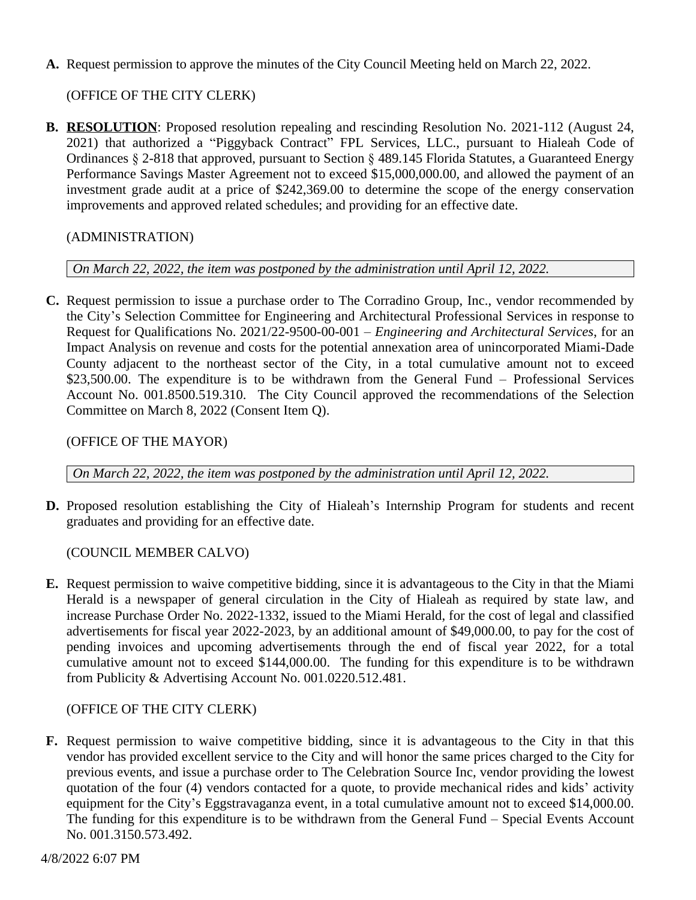**A.** Request permission to approve the minutes of the City Council Meeting held on March 22, 2022.

(OFFICE OF THE CITY CLERK)

**B.** **RESOLUTION**: Proposed resolution repealing and rescinding Resolution No. 2021-112 (August 24, 2021) that authorized a "Piggyback Contract" FPL Services, LLC., pursuant to Hialeah Code of Ordinances § 2-818 that approved, pursuant to Section § 489.145 Florida Statutes, a Guaranteed Energy Performance Savings Master Agreement not to exceed $15,000,000.00, and allowed the payment of an investment grade audit at a price of $242,369.00 to determine the scope of the energy conservation improvements and approved related schedules; and providing for an effective date.

(ADMINISTRATION)

*On March 22, 2022, the item was postponed by the administration until April 12, 2022.*

**C.** Request permission to issue a purchase order to The Corradino Group, Inc., vendor recommended by the City's Selection Committee for Engineering and Architectural Professional Services in response to Request for Qualifications No. 2021/22-9500-00-001 – *Engineering and Architectural Services*, for an Impact Analysis on revenue and costs for the potential annexation area of unincorporated Miami-Dade County adjacent to the northeast sector of the City, in a total cumulative amount not to exceed $23,500.00. The expenditure is to be withdrawn from the General Fund – Professional Services Account No. 001.8500.519.310. The City Council approved the recommendations of the Selection Committee on March 8, 2022 (Consent Item Q).

(OFFICE OF THE MAYOR)

*On March 22, 2022, the item was postponed by the administration until April 12, 2022.*

**D.** Proposed resolution establishing the City of Hialeah's Internship Program for students and recent graduates and providing for an effective date.

(COUNCIL MEMBER CALVO)

**E.** Request permission to waive competitive bidding, since it is advantageous to the City in that the Miami Herald is a newspaper of general circulation in the City of Hialeah as required by state law, and increase Purchase Order No. 2022-1332, issued to the Miami Herald, for the cost of legal and classified advertisements for fiscal year 2022-2023, by an additional amount of $49,000.00, to pay for the cost of pending invoices and upcoming advertisements through the end of fiscal year 2022, for a total cumulative amount not to exceed $144,000.00. The funding for this expenditure is to be withdrawn from Publicity & Advertising Account No. 001.0220.512.481.

(OFFICE OF THE CITY CLERK)

**F.** Request permission to waive competitive bidding, since it is advantageous to the City in that this vendor has provided excellent service to the City and will honor the same prices charged to the City for previous events, and issue a purchase order to The Celebration Source Inc, vendor providing the lowest quotation of the four (4) vendors contacted for a quote, to provide mechanical rides and kids' activity equipment for the City's Eggstravaganza event, in a total cumulative amount not to exceed $14,000.00. The funding for this expenditure is to be withdrawn from the General Fund – Special Events Account No. 001.3150.573.492.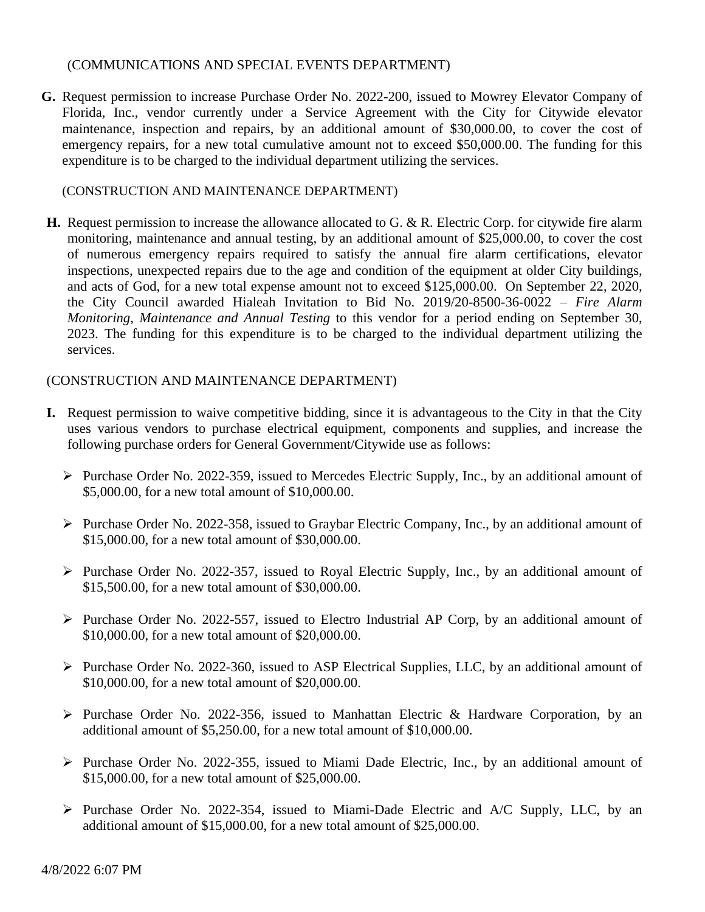(COMMUNICATIONS AND SPECIAL EVENTS DEPARTMENT)

**G.** Request permission to increase Purchase Order No. 2022-200, issued to Mowrey Elevator Company of Florida, Inc., vendor currently under a Service Agreement with the City for Citywide elevator maintenance, inspection and repairs, by an additional amount of $30,000.00, to cover the cost of emergency repairs, for a new total cumulative amount not to exceed $50,000.00. The funding for this expenditure is to be charged to the individual department utilizing the services.

(CONSTRUCTION AND MAINTENANCE DEPARTMENT)

**H.** Request permission to increase the allowance allocated to G. & R. Electric Corp. for citywide fire alarm monitoring, maintenance and annual testing, by an additional amount of $25,000.00, to cover the cost of numerous emergency repairs required to satisfy the annual fire alarm certifications, elevator inspections, unexpected repairs due to the age and condition of the equipment at older City buildings, and acts of God, for a new total expense amount not to exceed $125,000.00. On September 22, 2020, the City Council awarded Hialeah Invitation to Bid No. 2019/20-8500-36-0022 – *Fire Alarm Monitoring, Maintenance and Annual Testing* to this vendor for a period ending on September 30, 2023. The funding for this expenditure is to be charged to the individual department utilizing the services.

(CONSTRUCTION AND MAINTENANCE DEPARTMENT)

**I.** Request permission to waive competitive bidding, since it is advantageous to the City in that the City uses various vendors to purchase electrical equipment, components and supplies, and increase the following purchase orders for General Government/Citywide use as follows:

- Purchase Order No. 2022-359, issued to Mercedes Electric Supply, Inc., by an additional amount of $5,000.00, for a new total amount of $10,000.00.
- Purchase Order No. 2022-358, issued to Graybar Electric Company, Inc., by an additional amount of $15,000.00, for a new total amount of $30,000.00.
- Purchase Order No. 2022-357, issued to Royal Electric Supply, Inc., by an additional amount of $15,500.00, for a new total amount of $30,000.00.
- Purchase Order No. 2022-557, issued to Electro Industrial AP Corp, by an additional amount of $10,000.00, for a new total amount of $20,000.00.
- Purchase Order No. 2022-360, issued to ASP Electrical Supplies, LLC, by an additional amount of $10,000.00, for a new total amount of $20,000.00.
- Purchase Order No. 2022-356, issued to Manhattan Electric & Hardware Corporation, by an additional amount of $5,250.00, for a new total amount of $10,000.00.
- Purchase Order No. 2022-355, issued to Miami Dade Electric, Inc., by an additional amount of $15,000.00, for a new total amount of $25,000.00.
- Purchase Order No. 2022-354, issued to Miami-Dade Electric and A/C Supply, LLC, by an additional amount of $15,000.00, for a new total amount of $25,000.00.

4/8/2022 6:07 PM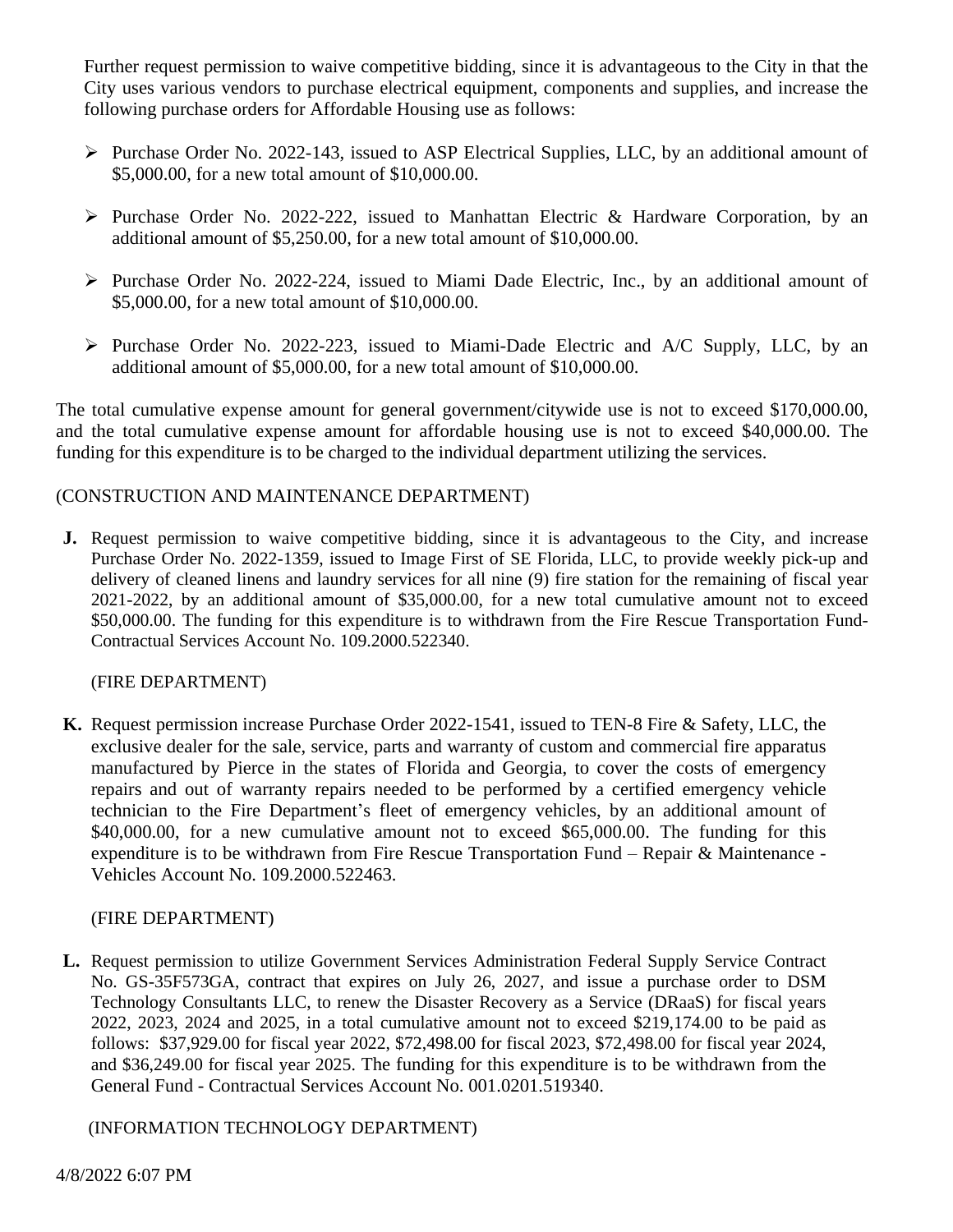Further request permission to waive competitive bidding, since it is advantageous to the City in that the City uses various vendors to purchase electrical equipment, components and supplies, and increase the following purchase orders for Affordable Housing use as follows:

- Purchase Order No. 2022-143, issued to ASP Electrical Supplies, LLC, by an additional amount of $5,000.00, for a new total amount of $10,000.00.
- Purchase Order No. 2022-222, issued to Manhattan Electric & Hardware Corporation, by an additional amount of $5,250.00, for a new total amount of $10,000.00.
- Purchase Order No. 2022-224, issued to Miami Dade Electric, Inc., by an additional amount of $5,000.00, for a new total amount of $10,000.00.
- Purchase Order No. 2022-223, issued to Miami-Dade Electric and A/C Supply, LLC, by an additional amount of $5,000.00, for a new total amount of $10,000.00.

The total cumulative expense amount for general government/citywide use is not to exceed $170,000.00, and the total cumulative expense amount for affordable housing use is not to exceed $40,000.00. The funding for this expenditure is to be charged to the individual department utilizing the services.

(CONSTRUCTION AND MAINTENANCE DEPARTMENT)

**J.** Request permission to waive competitive bidding, since it is advantageous to the City, and increase Purchase Order No. 2022-1359, issued to Image First of SE Florida, LLC, to provide weekly pick-up and delivery of cleaned linens and laundry services for all nine (9) fire station for the remaining of fiscal year 2021-2022, by an additional amount of $35,000.00, for a new total cumulative amount not to exceed $50,000.00. The funding for this expenditure is to withdrawn from the Fire Rescue Transportation Fund-Contractual Services Account No. 109.2000.522340.

(FIRE DEPARTMENT)

**K.** Request permission increase Purchase Order 2022-1541, issued to TEN-8 Fire & Safety, LLC, the exclusive dealer for the sale, service, parts and warranty of custom and commercial fire apparatus manufactured by Pierce in the states of Florida and Georgia, to cover the costs of emergency repairs and out of warranty repairs needed to be performed by a certified emergency vehicle technician to the Fire Department's fleet of emergency vehicles, by an additional amount of $40,000.00, for a new cumulative amount not to exceed $65,000.00. The funding for this expenditure is to be withdrawn from Fire Rescue Transportation Fund – Repair & Maintenance - Vehicles Account No. 109.2000.522463.

(FIRE DEPARTMENT)

**L.** Request permission to utilize Government Services Administration Federal Supply Service Contract No. GS-35F573GA, contract that expires on July 26, 2027, and issue a purchase order to DSM Technology Consultants LLC, to renew the Disaster Recovery as a Service (DRaaS) for fiscal years 2022, 2023, 2024 and 2025, in a total cumulative amount not to exceed $219,174.00 to be paid as follows: $37,929.00 for fiscal year 2022, $72,498.00 for fiscal 2023, $72,498.00 for fiscal year 2024, and $36,249.00 for fiscal year 2025. The funding for this expenditure is to be withdrawn from the General Fund - Contractual Services Account No. 001.0201.519340.

(INFORMATION TECHNOLOGY DEPARTMENT)

4/8/2022 6:07 PM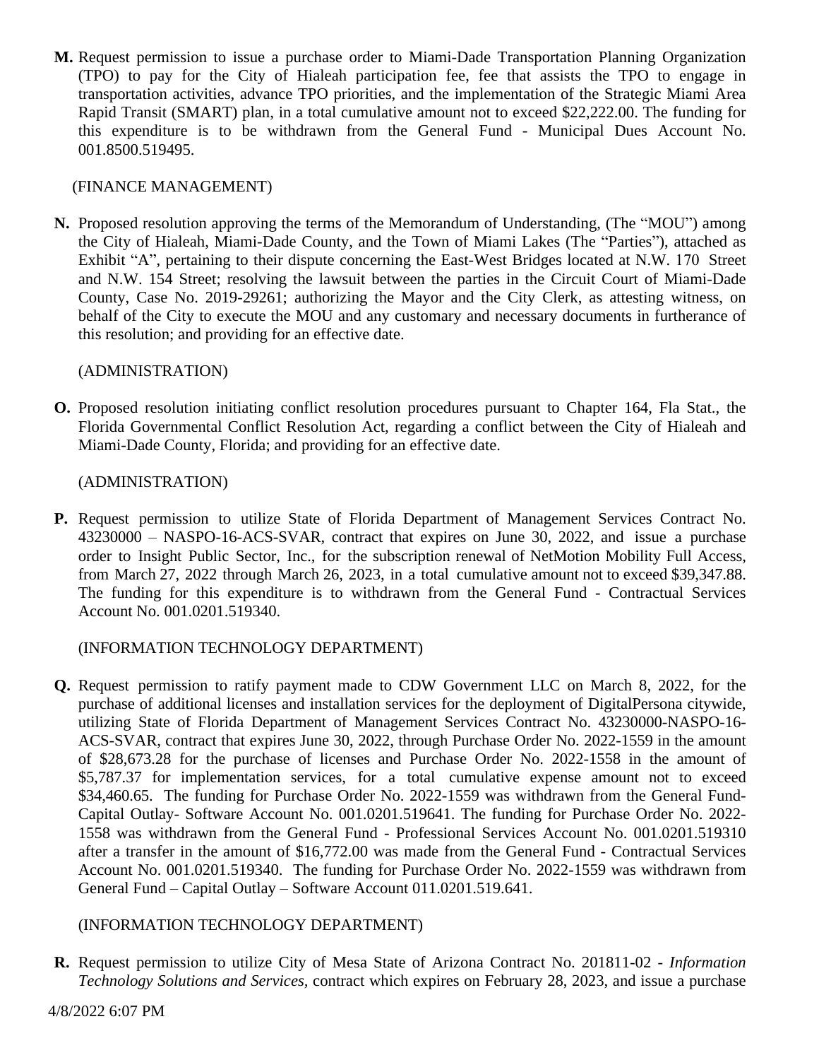**M.** Request permission to issue a purchase order to Miami-Dade Transportation Planning Organization (TPO) to pay for the City of Hialeah participation fee, fee that assists the TPO to engage in transportation activities, advance TPO priorities, and the implementation of the Strategic Miami Area Rapid Transit (SMART) plan, in a total cumulative amount not to exceed $22,222.00. The funding for this expenditure is to be withdrawn from the General Fund - Municipal Dues Account No. 001.8500.519495.

(FINANCE MANAGEMENT)

**N.** Proposed resolution approving the terms of the Memorandum of Understanding, (The "MOU") among the City of Hialeah, Miami-Dade County, and the Town of Miami Lakes (The "Parties"), attached as Exhibit "A", pertaining to their dispute concerning the East-West Bridges located at N.W. 170 Street and N.W. 154 Street; resolving the lawsuit between the parties in the Circuit Court of Miami-Dade County, Case No. 2019-29261; authorizing the Mayor and the City Clerk, as attesting witness, on behalf of the City to execute the MOU and any customary and necessary documents in furtherance of this resolution; and providing for an effective date.

(ADMINISTRATION)

**O.** Proposed resolution initiating conflict resolution procedures pursuant to Chapter 164, Fla Stat., the Florida Governmental Conflict Resolution Act, regarding a conflict between the City of Hialeah and Miami-Dade County, Florida; and providing for an effective date.

(ADMINISTRATION)

**P.** Request permission to utilize State of Florida Department of Management Services Contract No. 43230000 – NASPO-16-ACS-SVAR, contract that expires on June 30, 2022, and issue a purchase order to Insight Public Sector, Inc., for the subscription renewal of NetMotion Mobility Full Access, from March 27, 2022 through March 26, 2023, in a total cumulative amount not to exceed $39,347.88. The funding for this expenditure is to withdrawn from the General Fund - Contractual Services Account No. 001.0201.519340.

(INFORMATION TECHNOLOGY DEPARTMENT)

**Q.** Request permission to ratify payment made to CDW Government LLC on March 8, 2022, for the purchase of additional licenses and installation services for the deployment of DigitalPersona citywide, utilizing State of Florida Department of Management Services Contract No. 43230000-NASPO-16-ACS-SVAR, contract that expires June 30, 2022, through Purchase Order No. 2022-1559 in the amount of $28,673.28 for the purchase of licenses and Purchase Order No. 2022-1558 in the amount of $5,787.37 for implementation services, for a total cumulative expense amount not to exceed $34,460.65. The funding for Purchase Order No. 2022-1559 was withdrawn from the General Fund-Capital Outlay- Software Account No. 001.0201.519641. The funding for Purchase Order No. 2022-1558 was withdrawn from the General Fund - Professional Services Account No. 001.0201.519310 after a transfer in the amount of $16,772.00 was made from the General Fund - Contractual Services Account No. 001.0201.519340. The funding for Purchase Order No. 2022-1559 was withdrawn from General Fund – Capital Outlay – Software Account 011.0201.519.641.

(INFORMATION TECHNOLOGY DEPARTMENT)

**R.** Request permission to utilize City of Mesa State of Arizona Contract No. 201811-02 - *Information Technology Solutions and Services,* contract which expires on February 28, 2023, and issue a purchase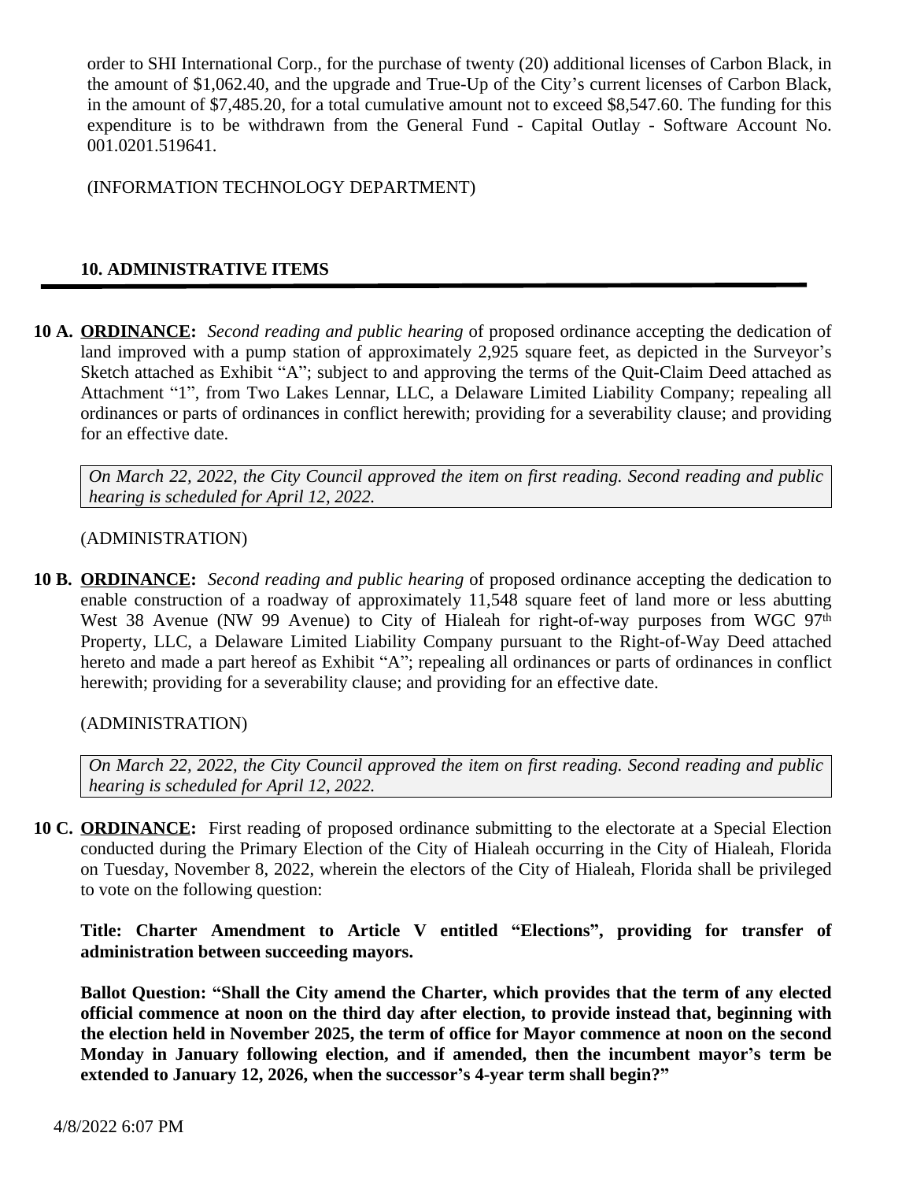order to SHI International Corp., for the purchase of twenty (20) additional licenses of Carbon Black, in the amount of $1,062.40, and the upgrade and True-Up of the City's current licenses of Carbon Black, in the amount of $7,485.20, for a total cumulative amount not to exceed $8,547.60. The funding for this expenditure is to be withdrawn from the General Fund - Capital Outlay - Software Account No. 001.0201.519641.

(INFORMATION TECHNOLOGY DEPARTMENT)

## 10. ADMINISTRATIVE ITEMS

**10 A. ORDINANCE:** *Second reading and public hearing* of proposed ordinance accepting the dedication of land improved with a pump station of approximately 2,925 square feet, as depicted in the Surveyor's Sketch attached as Exhibit "A"; subject to and approving the terms of the Quit-Claim Deed attached as Attachment "1", from Two Lakes Lennar, LLC, a Delaware Limited Liability Company; repealing all ordinances or parts of ordinances in conflict herewith; providing for a severability clause; and providing for an effective date.

*On March 22, 2022, the City Council approved the item on first reading. Second reading and public hearing is scheduled for April 12, 2022.*

(ADMINISTRATION)

**10 B. ORDINANCE:** *Second reading and public hearing* of proposed ordinance accepting the dedication to enable construction of a roadway of approximately 11,548 square feet of land more or less abutting West 38 Avenue (NW 99 Avenue) to City of Hialeah for right-of-way purposes from WGC 97th Property, LLC, a Delaware Limited Liability Company pursuant to the Right-of-Way Deed attached hereto and made a part hereof as Exhibit "A"; repealing all ordinances or parts of ordinances in conflict herewith; providing for a severability clause; and providing for an effective date.

(ADMINISTRATION)

*On March 22, 2022, the City Council approved the item on first reading. Second reading and public hearing is scheduled for April 12, 2022.*

**10 C. ORDINANCE:** First reading of proposed ordinance submitting to the electorate at a Special Election conducted during the Primary Election of the City of Hialeah occurring in the City of Hialeah, Florida on Tuesday, November 8, 2022, wherein the electors of the City of Hialeah, Florida shall be privileged to vote on the following question:

**Title: Charter Amendment to Article V entitled "Elections", providing for transfer of administration between succeeding mayors.**

**Ballot Question: "Shall the City amend the Charter, which provides that the term of any elected official commence at noon on the third day after election, to provide instead that, beginning with the election held in November 2025, the term of office for Mayor commence at noon on the second Monday in January following election, and if amended, then the incumbent mayor's term be extended to January 12, 2026, when the successor's 4-year term shall begin?"**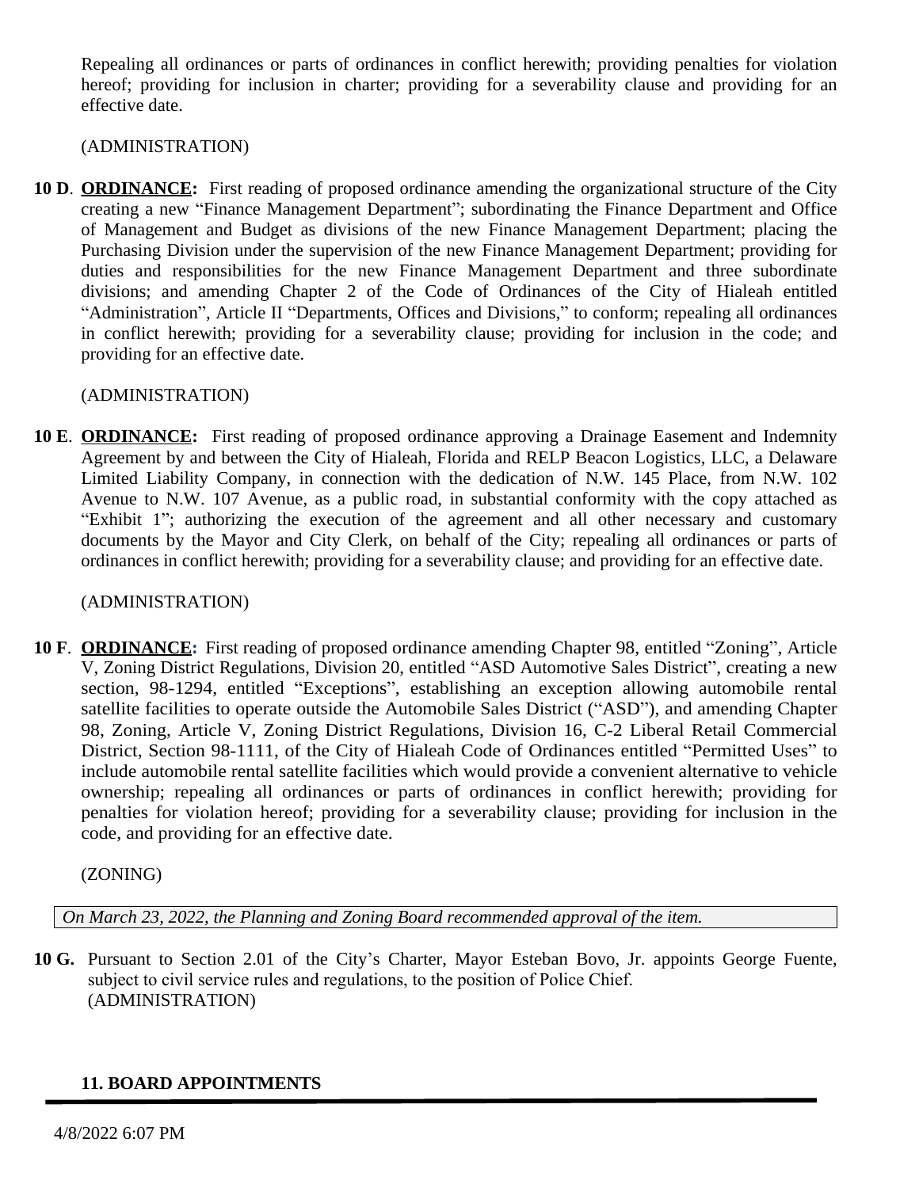Repealing all ordinances or parts of ordinances in conflict herewith; providing penalties for violation hereof; providing for inclusion in charter; providing for a severability clause and providing for an effective date.

(ADMINISTRATION)

**10 D**. **ORDINANCE:** First reading of proposed ordinance amending the organizational structure of the City creating a new "Finance Management Department"; subordinating the Finance Department and Office of Management and Budget as divisions of the new Finance Management Department; placing the Purchasing Division under the supervision of the new Finance Management Department; providing for duties and responsibilities for the new Finance Management Department and three subordinate divisions; and amending Chapter 2 of the Code of Ordinances of the City of Hialeah entitled "Administration", Article II "Departments, Offices and Divisions," to conform; repealing all ordinances in conflict herewith; providing for a severability clause; providing for inclusion in the code; and providing for an effective date.

(ADMINISTRATION)

**10 E**. **ORDINANCE:** First reading of proposed ordinance approving a Drainage Easement and Indemnity Agreement by and between the City of Hialeah, Florida and RELP Beacon Logistics, LLC, a Delaware Limited Liability Company, in connection with the dedication of N.W. 145 Place, from N.W. 102 Avenue to N.W. 107 Avenue, as a public road, in substantial conformity with the copy attached as "Exhibit 1"; authorizing the execution of the agreement and all other necessary and customary documents by the Mayor and City Clerk, on behalf of the City; repealing all ordinances or parts of ordinances in conflict herewith; providing for a severability clause; and providing for an effective date.

(ADMINISTRATION)

**10 F**. **ORDINANCE:** First reading of proposed ordinance amending Chapter 98, entitled "Zoning", Article V, Zoning District Regulations, Division 20, entitled "ASD Automotive Sales District", creating a new section, 98-1294, entitled "Exceptions", establishing an exception allowing automobile rental satellite facilities to operate outside the Automobile Sales District ("ASD"), and amending Chapter 98, Zoning, Article V, Zoning District Regulations, Division 16, C-2 Liberal Retail Commercial District, Section 98-1111, of the City of Hialeah Code of Ordinances entitled "Permitted Uses" to include automobile rental satellite facilities which would provide a convenient alternative to vehicle ownership; repealing all ordinances or parts of ordinances in conflict herewith; providing for penalties for violation hereof; providing for a severability clause; providing for inclusion in the code, and providing for an effective date.

(ZONING)

*On March 23, 2022, the Planning and Zoning Board recommended approval of the item.*

**10 G.** Pursuant to Section 2.01 of the City's Charter, Mayor Esteban Bovo, Jr. appoints George Fuente, subject to civil service rules and regulations, to the position of Police Chief.
(ADMINISTRATION)

**11. BOARD APPOINTMENTS**

4/8/2022 6:07 PM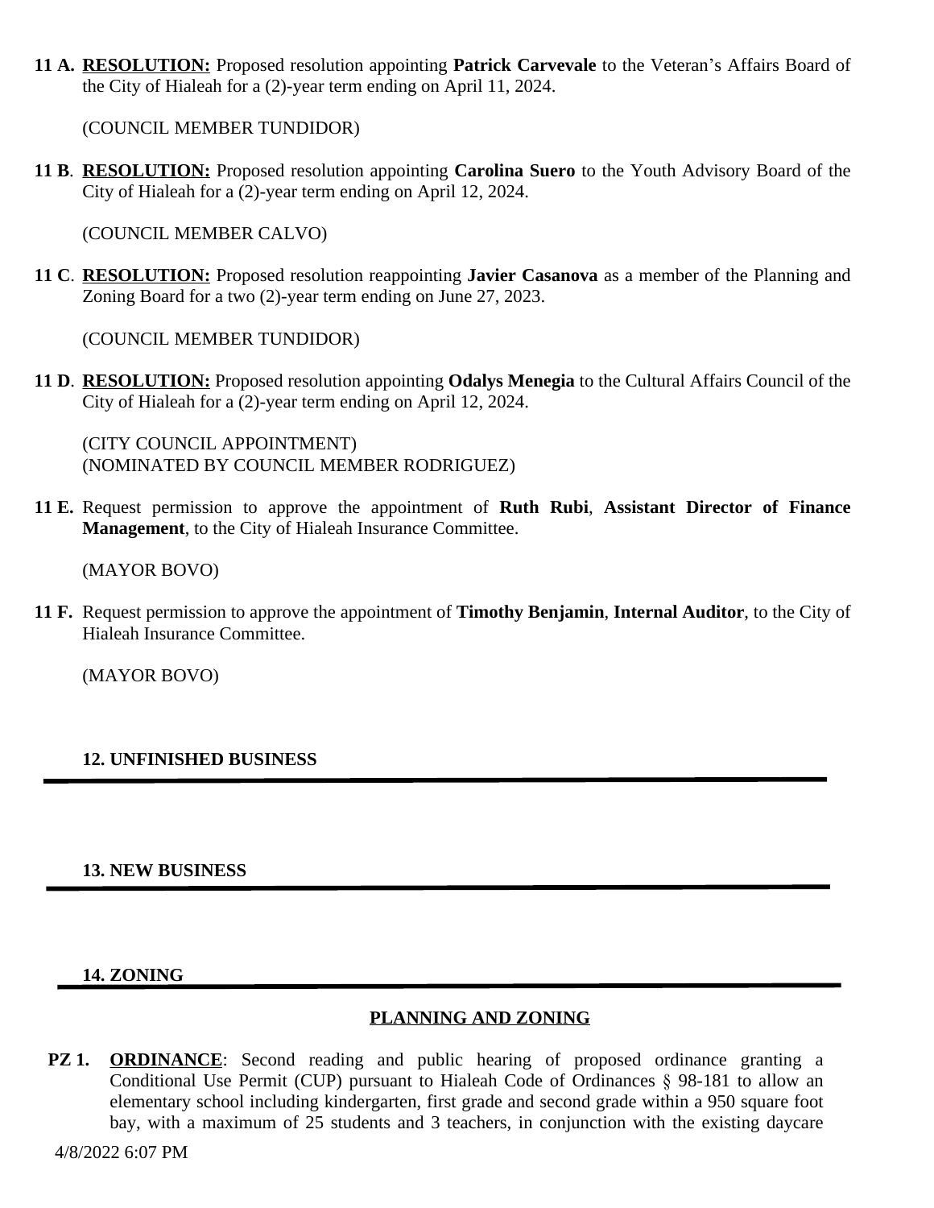**11 A.** **RESOLUTION:** Proposed resolution appointing **Patrick Carvevale** to the Veteran's Affairs Board of the City of Hialeah for a (2)-year term ending on April 11, 2024.

(COUNCIL MEMBER TUNDIDOR)

**11 B**. **RESOLUTION:** Proposed resolution appointing **Carolina Suero** to the Youth Advisory Board of the City of Hialeah for a (2)-year term ending on April 12, 2024.

(COUNCIL MEMBER CALVO)

**11 C**. **RESOLUTION:** Proposed resolution reappointing **Javier Casanova** as a member of the Planning and Zoning Board for a two (2)-year term ending on June 27, 2023.

(COUNCIL MEMBER TUNDIDOR)

**11 D**. **RESOLUTION:** Proposed resolution appointing **Odalys Menegia** to the Cultural Affairs Council of the City of Hialeah for a (2)-year term ending on April 12, 2024.

(CITY COUNCIL APPOINTMENT)
(NOMINATED BY COUNCIL MEMBER RODRIGUEZ)

**11 E.** Request permission to approve the appointment of **Ruth Rubi**, **Assistant Director of Finance Management**, to the City of Hialeah Insurance Committee.

(MAYOR BOVO)

**11 F.** Request permission to approve the appointment of **Timothy Benjamin**, **Internal Auditor**, to the City of Hialeah Insurance Committee.

(MAYOR BOVO)

## 12. UNFINISHED BUSINESS

## 13. NEW BUSINESS

## 14. ZONING

### PLANNING AND ZONING

**PZ 1.** **ORDINANCE**: Second reading and public hearing of proposed ordinance granting a Conditional Use Permit (CUP) pursuant to Hialeah Code of Ordinances § 98-181 to allow an elementary school including kindergarten, first grade and second grade within a 950 square foot bay, with a maximum of 25 students and 3 teachers, in conjunction with the existing daycare

4/8/2022 6:07 PM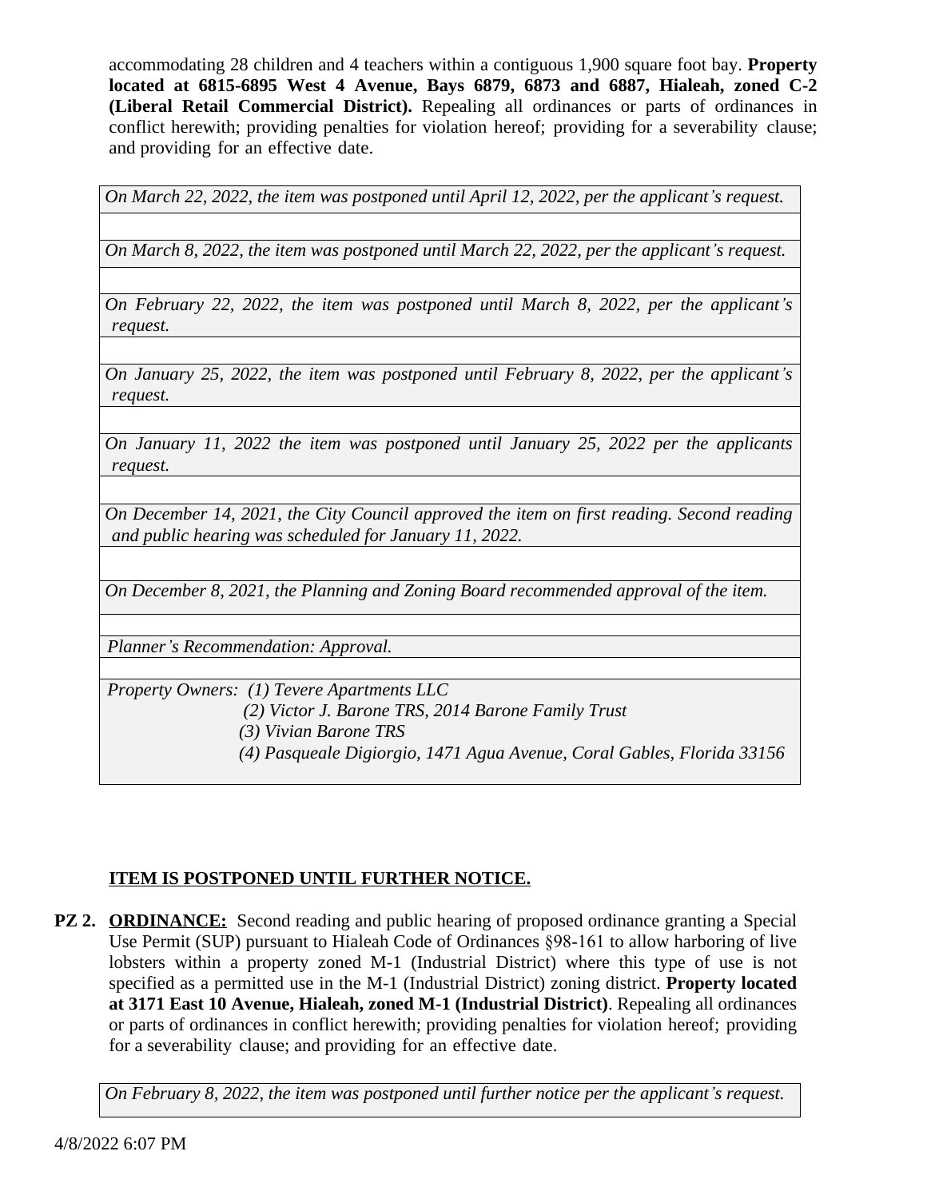accommodating 28 children and 4 teachers within a contiguous 1,900 square foot bay. **Property located at 6815-6895 West 4 Avenue, Bays 6879, 6873 and 6887, Hialeah, zoned C-2 (Liberal Retail Commercial District).** Repealing all ordinances or parts of ordinances in conflict herewith; providing penalties for violation hereof; providing for a severability clause; and providing for an effective date.

*On March 22, 2022, the item was postponed until April 12, 2022, per the applicant's request.*

*On March 8, 2022, the item was postponed until March 22, 2022, per the applicant's request.*

*On February 22, 2022, the item was postponed until March 8, 2022, per the applicant's request.*

*On January 25, 2022, the item was postponed until February 8, 2022, per the applicant's request.*

*On January 11, 2022 the item was postponed until January 25, 2022 per the applicants request.*

*On December 14, 2021, the City Council approved the item on first reading. Second reading and public hearing was scheduled for January 11, 2022.*

*On December 8, 2021, the Planning and Zoning Board recommended approval of the item.*

*Planner's Recommendation: Approval.*

*Property Owners: (1) Tevere Apartments LLC*
*(2) Victor J. Barone TRS, 2014 Barone Family Trust*
*(3) Vivian Barone TRS*
*(4) Pasqueale Digiorgio, 1471 Agua Avenue, Coral Gables, Florida 33156*

**ITEM IS POSTPONED UNTIL FURTHER NOTICE.**

**PZ 2. ORDINANCE:** Second reading and public hearing of proposed ordinance granting a Special Use Permit (SUP) pursuant to Hialeah Code of Ordinances §98-161 to allow harboring of live lobsters within a property zoned M-1 (Industrial District) where this type of use is not specified as a permitted use in the M-1 (Industrial District) zoning district. **Property located at 3171 East 10 Avenue, Hialeah, zoned M-1 (Industrial District)**. Repealing all ordinances or parts of ordinances in conflict herewith; providing penalties for violation hereof; providing for a severability clause; and providing for an effective date.

*On February 8, 2022, the item was postponed until further notice per the applicant's request.*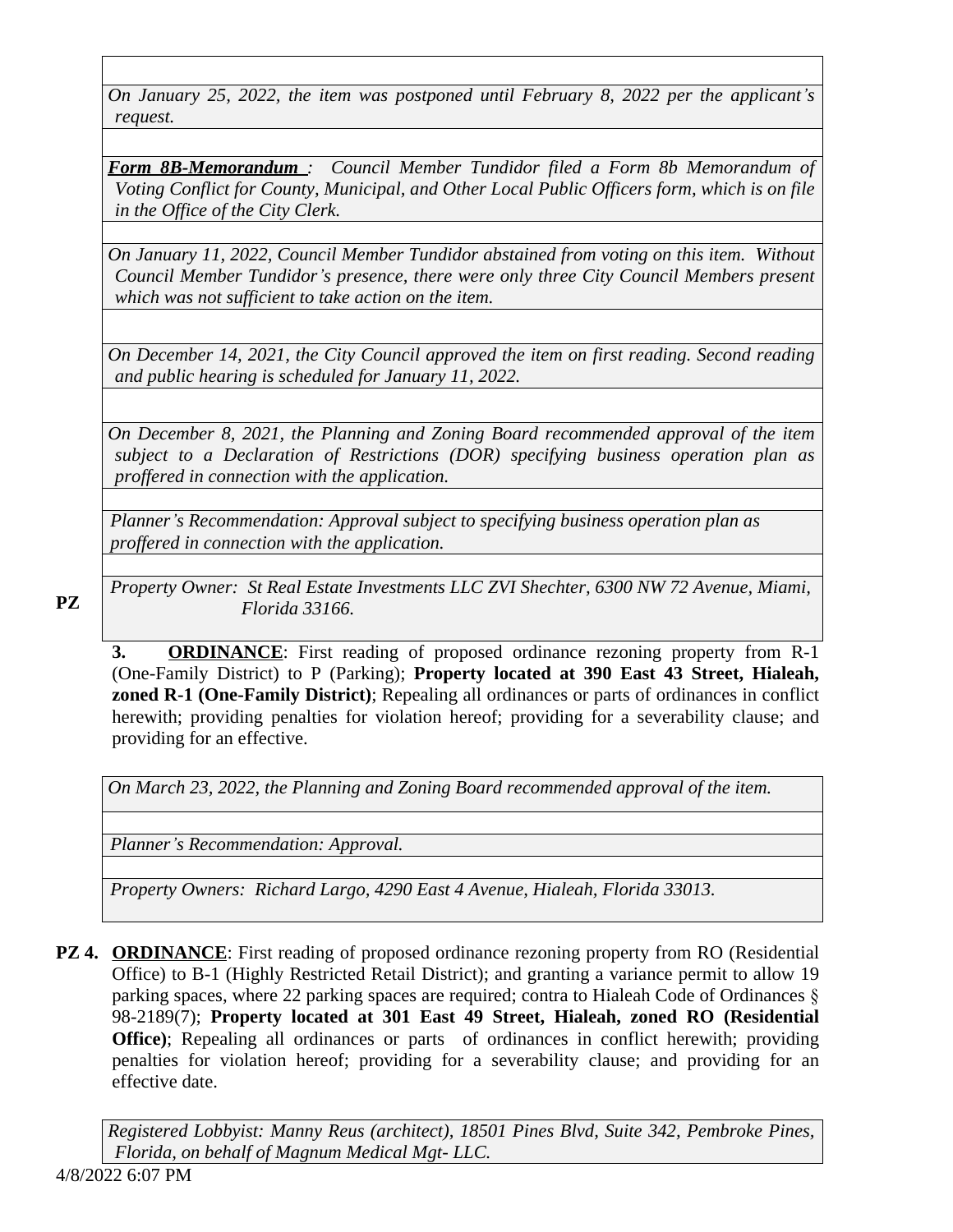*On January 25, 2022, the item was postponed until February 8, 2022 per the applicant's request.*

***Form 8B-Memorandum*** *: Council Member Tundidor filed a Form 8b Memorandum of Voting Conflict for County, Municipal, and Other Local Public Officers form, which is on file in the Office of the City Clerk.*

*On January 11, 2022, Council Member Tundidor abstained from voting on this item. Without Council Member Tundidor's presence, there were only three City Council Members present which was not sufficient to take action on the item.*

*On December 14, 2021, the City Council approved the item on first reading. Second reading and public hearing is scheduled for January 11, 2022.*

*On December 8, 2021, the Planning and Zoning Board recommended approval of the item subject to a Declaration of Restrictions (DOR) specifying business operation plan as proffered in connection with the application.*

*Planner's Recommendation: Approval subject to specifying business operation plan as proffered in connection with the application.*

*Property Owner: St Real Estate Investments LLC ZVI Shechter, 6300 NW 72 Avenue, Miami, Florida 33166.*

**PZ 3.** **ORDINANCE**: First reading of proposed ordinance rezoning property from R-1 (One-Family District) to P (Parking); **Property located at 390 East 43 Street, Hialeah, zoned R-1 (One-Family District)**; Repealing all ordinances or parts of ordinances in conflict herewith; providing penalties for violation hereof; providing for a severability clause; and providing for an effective.

*On March 23, 2022, the Planning and Zoning Board recommended approval of the item.*

*Planner's Recommendation: Approval.*

*Property Owners: Richard Largo, 4290 East 4 Avenue, Hialeah, Florida 33013.*

**PZ 4.** **ORDINANCE**: First reading of proposed ordinance rezoning property from RO (Residential Office) to B-1 (Highly Restricted Retail District); and granting a variance permit to allow 19 parking spaces, where 22 parking spaces are required; contra to Hialeah Code of Ordinances § 98-2189(7); **Property located at 301 East 49 Street, Hialeah, zoned RO (Residential Office)**; Repealing all ordinances or parts of ordinances in conflict herewith; providing penalties for violation hereof; providing for a severability clause; and providing for an effective date.

*Registered Lobbyist: Manny Reus (architect), 18501 Pines Blvd, Suite 342, Pembroke Pines, Florida, on behalf of Magnum Medical Mgt- LLC.*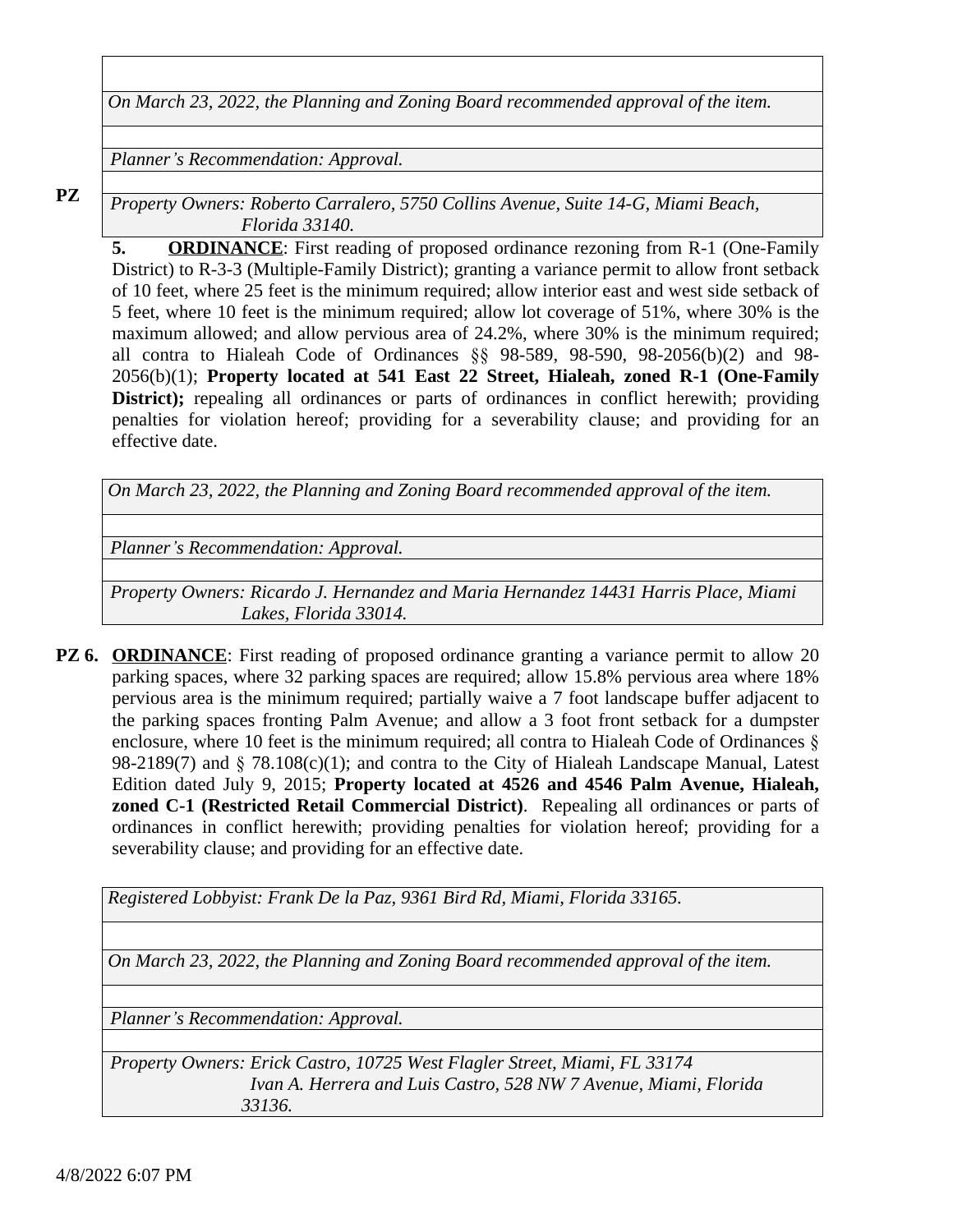*On March 23, 2022, the Planning and Zoning Board recommended approval of the item.*

*Planner's Recommendation: Approval.*

*Property Owners: Roberto Carralero, 5750 Collins Avenue, Suite 14-G, Miami Beach, Florida 33140.*

**PZ 5. ORDINANCE**: First reading of proposed ordinance rezoning from R-1 (One-Family District) to R-3-3 (Multiple-Family District); granting a variance permit to allow front setback of 10 feet, where 25 feet is the minimum required; allow interior east and west side setback of 5 feet, where 10 feet is the minimum required; allow lot coverage of 51%, where 30% is the maximum allowed; and allow pervious area of 24.2%, where 30% is the minimum required; all contra to Hialeah Code of Ordinances §§ 98-589, 98-590, 98-2056(b)(2) and 98-2056(b)(1); **Property located at 541 East 22 Street, Hialeah, zoned R-1 (One-Family District);** repealing all ordinances or parts of ordinances in conflict herewith; providing penalties for violation hereof; providing for a severability clause; and providing for an effective date.

*On March 23, 2022, the Planning and Zoning Board recommended approval of the item.*

*Planner's Recommendation: Approval.*

*Property Owners: Ricardo J. Hernandez and Maria Hernandez 14431 Harris Place, Miami Lakes, Florida 33014.*

**PZ 6. ORDINANCE**: First reading of proposed ordinance granting a variance permit to allow 20 parking spaces, where 32 parking spaces are required; allow 15.8% pervious area where 18% pervious area is the minimum required; partially waive a 7 foot landscape buffer adjacent to the parking spaces fronting Palm Avenue; and allow a 3 foot front setback for a dumpster enclosure, where 10 feet is the minimum required; all contra to Hialeah Code of Ordinances § 98-2189(7) and § 78.108(c)(1); and contra to the City of Hialeah Landscape Manual, Latest Edition dated July 9, 2015; **Property located at 4526 and 4546 Palm Avenue, Hialeah, zoned C-1 (Restricted Retail Commercial District)**. Repealing all ordinances or parts of ordinances in conflict herewith; providing penalties for violation hereof; providing for a severability clause; and providing for an effective date.

*Registered Lobbyist: Frank De la Paz, 9361 Bird Rd, Miami, Florida 33165.*

*On March 23, 2022, the Planning and Zoning Board recommended approval of the item.*

*Planner's Recommendation: Approval.*

*Property Owners: Erick Castro, 10725 West Flagler Street, Miami, FL 33174*
*Ivan A. Herrera and Luis Castro, 528 NW 7 Avenue, Miami, Florida 33136.*

4/8/2022 6:07 PM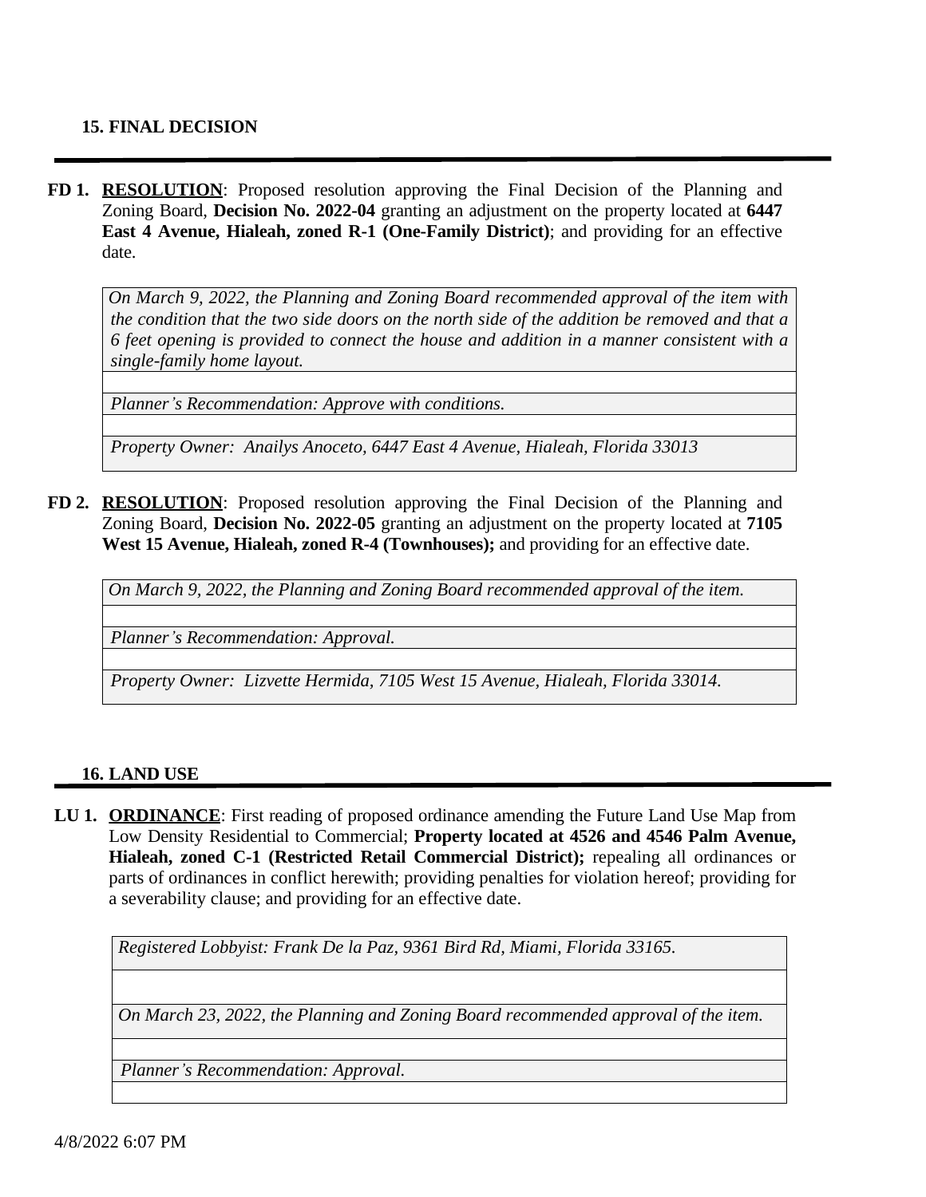## 15. FINAL DECISION

**FD 1.** **RESOLUTION**: Proposed resolution approving the Final Decision of the Planning and Zoning Board, **Decision No. 2022-04** granting an adjustment on the property located at **6447 East 4 Avenue, Hialeah, zoned R-1 (One-Family District)**; and providing for an effective date.

| *On March 9, 2022, the Planning and Zoning Board recommended approval of the item with the condition that the two side doors on the north side of the addition be removed and that a 6 feet opening is provided to connect the house and addition in a manner consistent with a single-family home layout.* |
|---|
| |
| *Planner's Recommendation: Approve with conditions.* |
| |
| *Property Owner: Anailys Anoceto, 6447 East 4 Avenue, Hialeah, Florida 33013* |

**FD 2.** **RESOLUTION**: Proposed resolution approving the Final Decision of the Planning and Zoning Board, **Decision No. 2022-05** granting an adjustment on the property located at **7105 West 15 Avenue, Hialeah, zoned R-4 (Townhouses);** and providing for an effective date.

| *On March 9, 2022, the Planning and Zoning Board recommended approval of the item.* |
|---|
| |
| *Planner's Recommendation: Approval.* |
| |
| *Property Owner: Lizvette Hermida, 7105 West 15 Avenue, Hialeah, Florida 33014.* |

## 16. LAND USE

**LU 1.** **ORDINANCE**: First reading of proposed ordinance amending the Future Land Use Map from Low Density Residential to Commercial; **Property located at 4526 and 4546 Palm Avenue, Hialeah, zoned C-1 (Restricted Retail Commercial District);** repealing all ordinances or parts of ordinances in conflict herewith; providing penalties for violation hereof; providing for a severability clause; and providing for an effective date.

| *Registered Lobbyist: Frank De la Paz, 9361 Bird Rd, Miami, Florida 33165.* |
|---|
| |
| *On March 23, 2022, the Planning and Zoning Board recommended approval of the item.* |
| |
| *Planner's Recommendation: Approval.* |
| |

4/8/2022 6:07 PM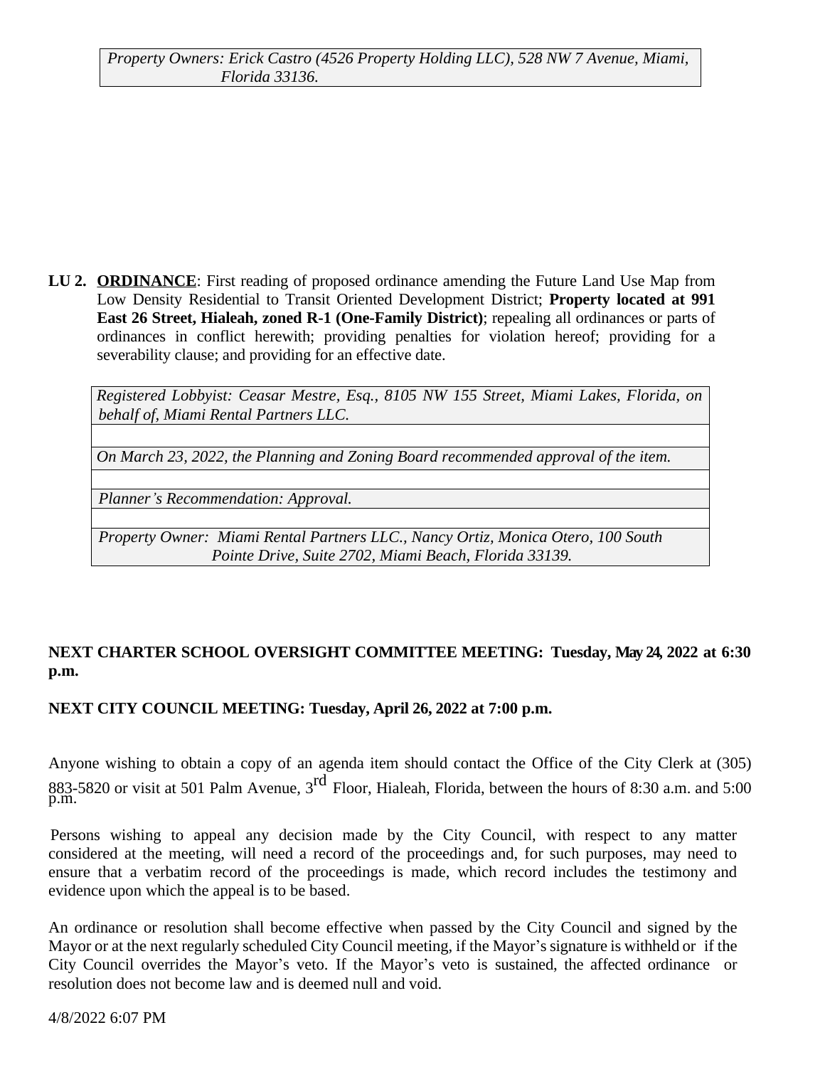*Property Owners: Erick Castro (4526 Property Holding LLC), 528 NW 7 Avenue, Miami, Florida 33136.*

**LU 2. ORDINANCE**: First reading of proposed ordinance amending the Future Land Use Map from Low Density Residential to Transit Oriented Development District; **Property located at 991 East 26 Street, Hialeah, zoned R-1 (One-Family District)**; repealing all ordinances or parts of ordinances in conflict herewith; providing penalties for violation hereof; providing for a severability clause; and providing for an effective date.

*Registered Lobbyist: Ceasar Mestre, Esq., 8105 NW 155 Street, Miami Lakes, Florida, on behalf of, Miami Rental Partners LLC.*

*On March 23, 2022, the Planning and Zoning Board recommended approval of the item.*

*Planner's Recommendation: Approval.*

*Property Owner: Miami Rental Partners LLC., Nancy Ortiz, Monica Otero, 100 South Pointe Drive, Suite 2702, Miami Beach, Florida 33139.*

**NEXT CHARTER SCHOOL OVERSIGHT COMMITTEE MEETING: Tuesday, May 24, 2022 at 6:30 p.m.**

**NEXT CITY COUNCIL MEETING: Tuesday, April 26, 2022 at 7:00 p.m.**

Anyone wishing to obtain a copy of an agenda item should contact the Office of the City Clerk at (305) 883-5820 or visit at 501 Palm Avenue, 3rd Floor, Hialeah, Florida, between the hours of 8:30 a.m. and 5:00 p.m.

Persons wishing to appeal any decision made by the City Council, with respect to any matter considered at the meeting, will need a record of the proceedings and, for such purposes, may need to ensure that a verbatim record of the proceedings is made, which record includes the testimony and evidence upon which the appeal is to be based.

An ordinance or resolution shall become effective when passed by the City Council and signed by the Mayor or at the next regularly scheduled City Council meeting, if the Mayor's signature is withheld or if the City Council overrides the Mayor's veto. If the Mayor's veto is sustained, the affected ordinance or resolution does not become law and is deemed null and void.

4/8/2022 6:07 PM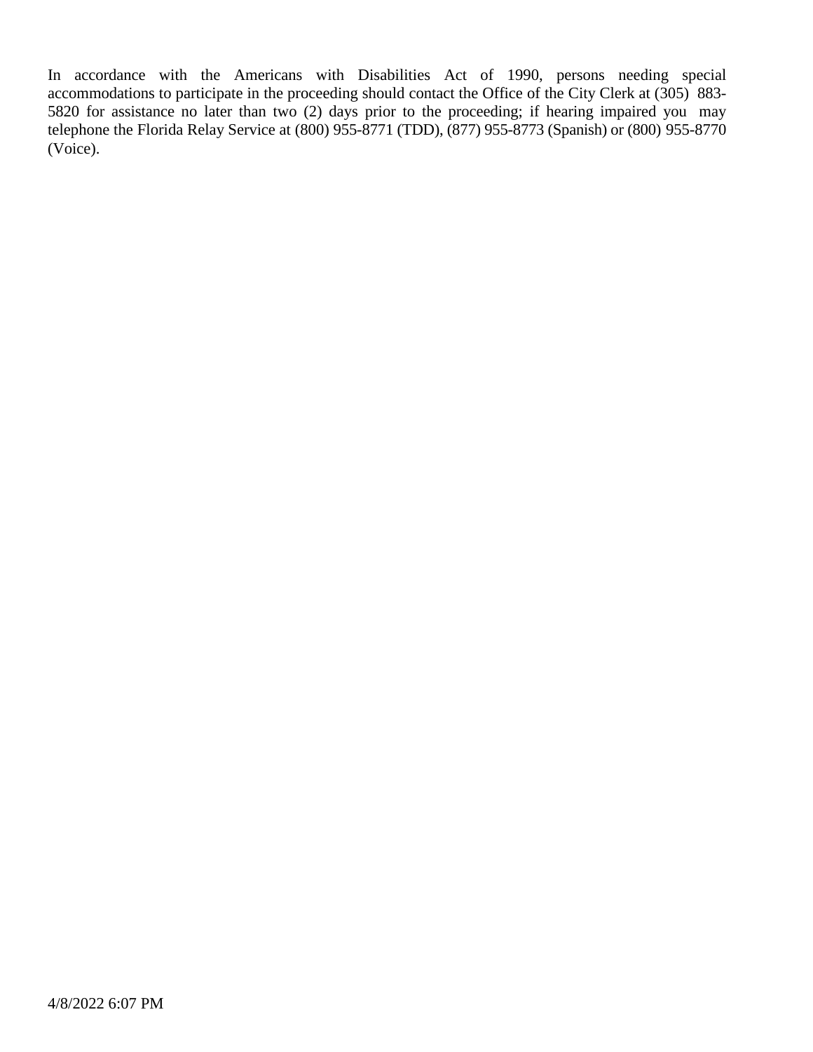In accordance with the Americans with Disabilities Act of 1990, persons needing special accommodations to participate in the proceeding should contact the Office of the City Clerk at (305) 883-5820 for assistance no later than two (2) days prior to the proceeding; if hearing impaired you may telephone the Florida Relay Service at (800) 955-8771 (TDD), (877) 955-8773 (Spanish) or (800) 955-8770 (Voice).

4/8/2022 6:07 PM